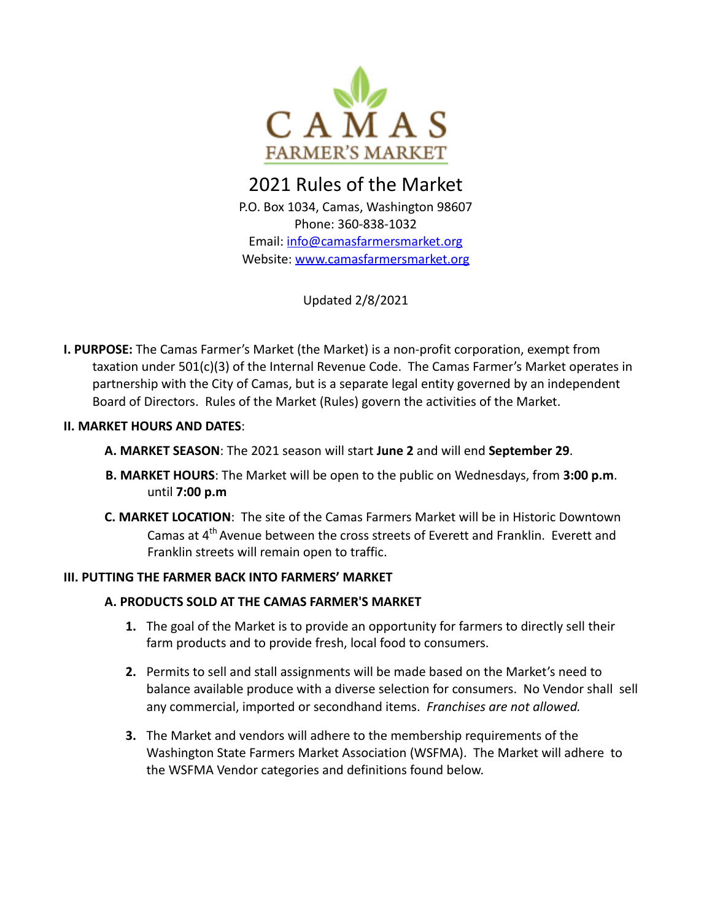CAMAS
FARMER'S MARKET

# 2021 Rules of the Market

P.O. Box 1034, Camas, Washington 98607
Phone: 360-838-1032
Email: info@camasfarmersmarket.org
Website: www.camasfarmersmarket.org

Updated 2/8/2021

**I. PURPOSE:** The Camas Farmer's Market (the Market) is a non-profit corporation, exempt from taxation under 501(c)(3) of the Internal Revenue Code. The Camas Farmer's Market operates in partnership with the City of Camas, but is a separate legal entity governed by an independent Board of Directors. Rules of the Market (Rules) govern the activities of the Market.

**II. MARKET HOURS AND DATES**:

**A. MARKET SEASON**: The 2021 season will start **June 2** and will end **September 29**.

**B. MARKET HOURS**: The Market will be open to the public on Wednesdays, from **3:00 p.m**. until **7:00 p.m**

**C. MARKET LOCATION**: The site of the Camas Farmers Market will be in Historic Downtown Camas at 4th Avenue between the cross streets of Everett and Franklin. Everett and Franklin streets will remain open to traffic.

**III. PUTTING THE FARMER BACK INTO FARMERS' MARKET**

**A. PRODUCTS SOLD AT THE CAMAS FARMER'S MARKET**

1. The goal of the Market is to provide an opportunity for farmers to directly sell their farm products and to provide fresh, local food to consumers.
2. Permits to sell and stall assignments will be made based on the Market's need to balance available produce with a diverse selection for consumers. No Vendor shall sell any commercial, imported or secondhand items. *Franchises are not allowed.*
3. The Market and vendors will adhere to the membership requirements of the Washington State Farmers Market Association (WSFMA). The Market will adhere to the WSFMA Vendor categories and definitions found below.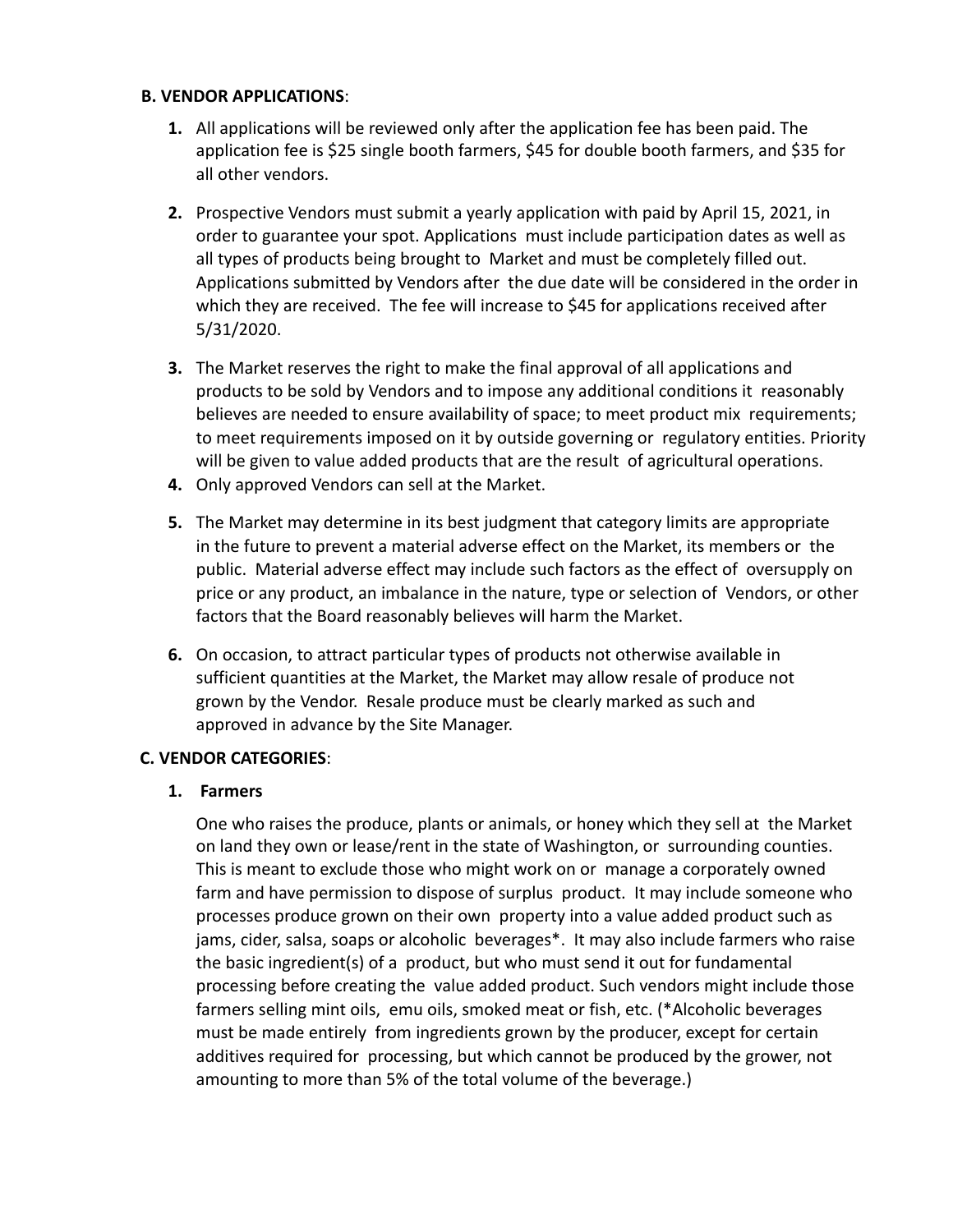**B. VENDOR APPLICATIONS**:

1. All applications will be reviewed only after the application fee has been paid. The application fee is $25 single booth farmers, $45 for double booth farmers, and $35 for all other vendors.

2. Prospective Vendors must submit a yearly application with paid by April 15, 2021, in order to guarantee your spot. Applications must include participation dates as well as all types of products being brought to Market and must be completely filled out. Applications submitted by Vendors after the due date will be considered in the order in which they are received. The fee will increase to $45 for applications received after 5/31/2020.

3. The Market reserves the right to make the final approval of all applications and products to be sold by Vendors and to impose any additional conditions it reasonably believes are needed to ensure availability of space; to meet product mix requirements; to meet requirements imposed on it by outside governing or regulatory entities. Priority will be given to value added products that are the result of agricultural operations.

4. Only approved Vendors can sell at the Market.

5. The Market may determine in its best judgment that category limits are appropriate in the future to prevent a material adverse effect on the Market, its members or the public. Material adverse effect may include such factors as the effect of oversupply on price or any product, an imbalance in the nature, type or selection of Vendors, or other factors that the Board reasonably believes will harm the Market.

6. On occasion, to attract particular types of products not otherwise available in sufficient quantities at the Market, the Market may allow resale of produce not grown by the Vendor. Resale produce must be clearly marked as such and approved in advance by the Site Manager.

**C. VENDOR CATEGORIES**:

1. **Farmers**

   One who raises the produce, plants or animals, or honey which they sell at the Market on land they own or lease/rent in the state of Washington, or surrounding counties. This is meant to exclude those who might work on or manage a corporately owned farm and have permission to dispose of surplus product. It may include someone who processes produce grown on their own property into a value added product such as jams, cider, salsa, soaps or alcoholic beverages*. It may also include farmers who raise the basic ingredient(s) of a product, but who must send it out for fundamental processing before creating the value added product. Such vendors might include those farmers selling mint oils, emu oils, smoked meat or fish, etc. (*Alcoholic beverages must be made entirely from ingredients grown by the producer, except for certain additives required for processing, but which cannot be produced by the grower, not amounting to more than 5% of the total volume of the beverage.)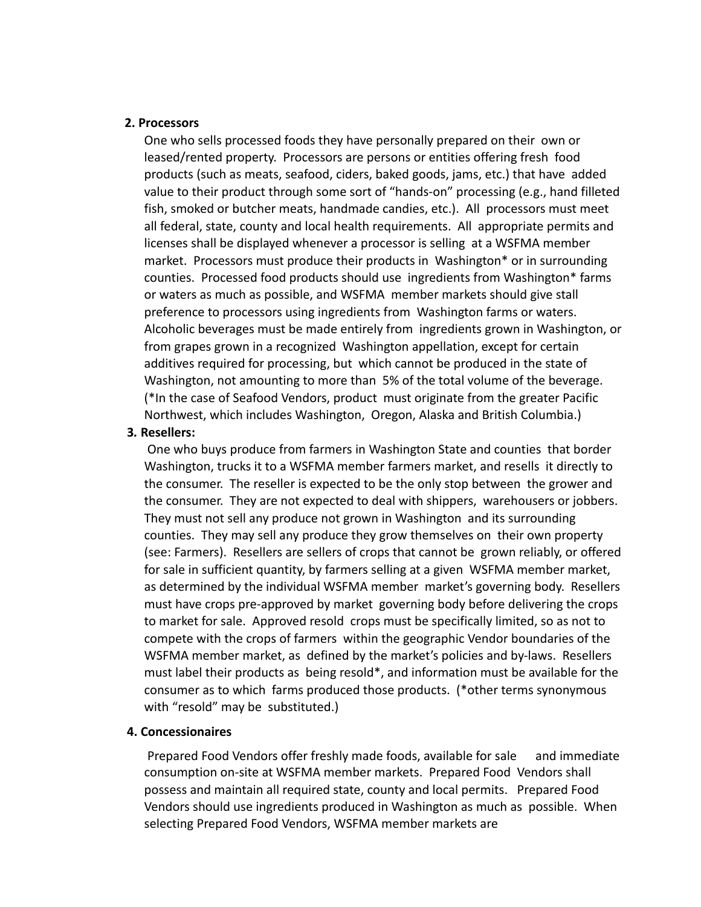**2. Processors**

One who sells processed foods they have personally prepared on their own or leased/rented property. Processors are persons or entities offering fresh food products (such as meats, seafood, ciders, baked goods, jams, etc.) that have added value to their product through some sort of "hands-on" processing (e.g., hand filleted fish, smoked or butcher meats, handmade candies, etc.). All processors must meet all federal, state, county and local health requirements. All appropriate permits and licenses shall be displayed whenever a processor is selling at a WSFMA member market. Processors must produce their products in Washington* or in surrounding counties. Processed food products should use ingredients from Washington* farms or waters as much as possible, and WSFMA member markets should give stall preference to processors using ingredients from Washington farms or waters. Alcoholic beverages must be made entirely from ingredients grown in Washington, or from grapes grown in a recognized Washington appellation, except for certain additives required for processing, but which cannot be produced in the state of Washington, not amounting to more than 5% of the total volume of the beverage. (*In the case of Seafood Vendors, product must originate from the greater Pacific Northwest, which includes Washington, Oregon, Alaska and British Columbia.)

**3. Resellers:**

One who buys produce from farmers in Washington State and counties that border Washington, trucks it to a WSFMA member farmers market, and resells it directly to the consumer. The reseller is expected to be the only stop between the grower and the consumer. They are not expected to deal with shippers, warehousers or jobbers. They must not sell any produce not grown in Washington and its surrounding counties. They may sell any produce they grow themselves on their own property (see: Farmers). Resellers are sellers of crops that cannot be grown reliably, or offered for sale in sufficient quantity, by farmers selling at a given WSFMA member market, as determined by the individual WSFMA member market's governing body. Resellers must have crops pre-approved by market governing body before delivering the crops to market for sale. Approved resold crops must be specifically limited, so as not to compete with the crops of farmers within the geographic Vendor boundaries of the WSFMA member market, as defined by the market's policies and by-laws. Resellers must label their products as being resold*, and information must be available for the consumer as to which farms produced those products. (*other terms synonymous with "resold" may be substituted.)

**4. Concessionaires**

Prepared Food Vendors offer freshly made foods, available for sale and immediate consumption on-site at WSFMA member markets. Prepared Food Vendors shall possess and maintain all required state, county and local permits. Prepared Food Vendors should use ingredients produced in Washington as much as possible. When selecting Prepared Food Vendors, WSFMA member markets are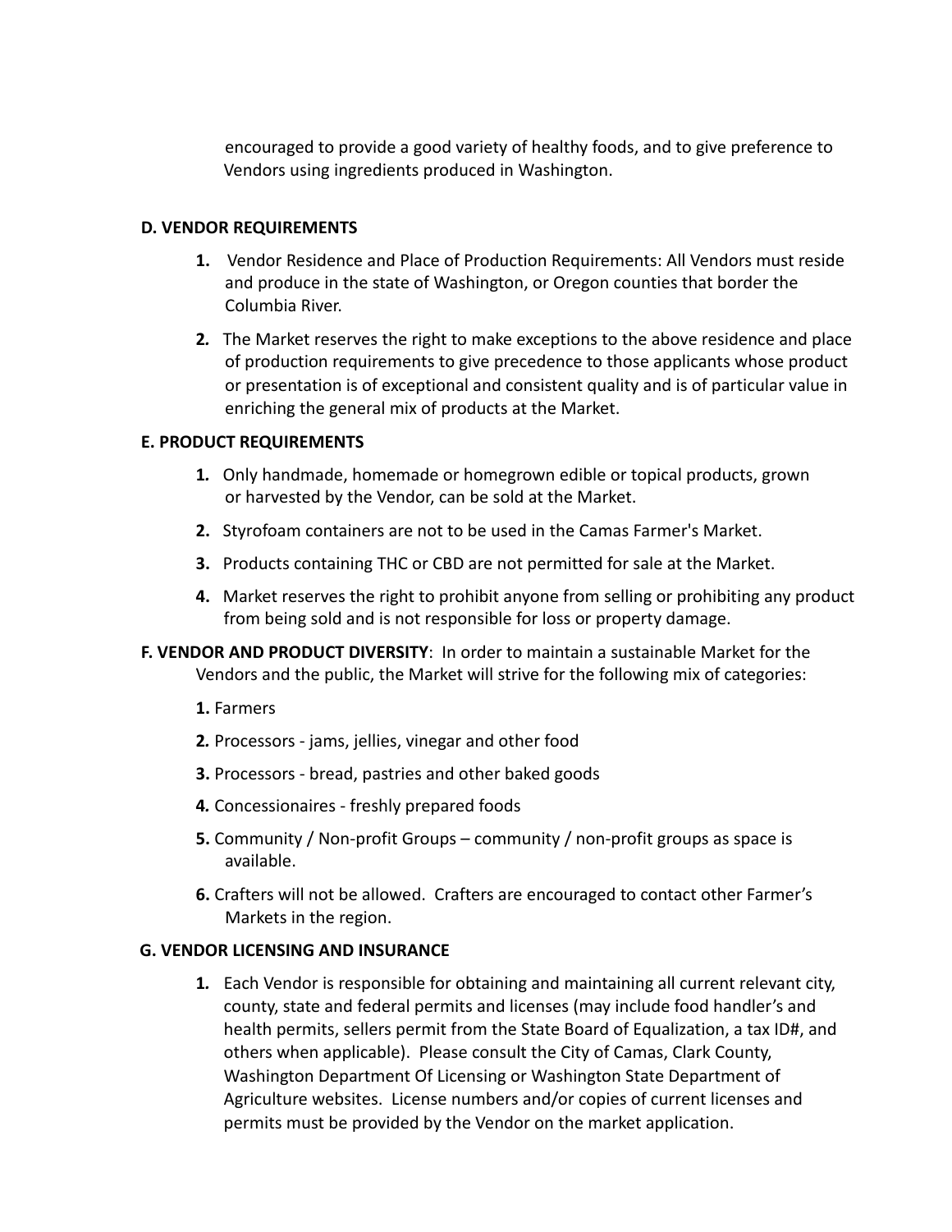encouraged to provide a good variety of healthy foods, and to give preference to Vendors using ingredients produced in Washington.

**D. VENDOR REQUIREMENTS**

1. Vendor Residence and Place of Production Requirements: All Vendors must reside and produce in the state of Washington, or Oregon counties that border the Columbia River.
2. The Market reserves the right to make exceptions to the above residence and place of production requirements to give precedence to those applicants whose product or presentation is of exceptional and consistent quality and is of particular value in enriching the general mix of products at the Market.

**E. PRODUCT REQUIREMENTS**

1. Only handmade, homemade or homegrown edible or topical products, grown or harvested by the Vendor, can be sold at the Market.
2. Styrofoam containers are not to be used in the Camas Farmer's Market.
3. Products containing THC or CBD are not permitted for sale at the Market.
4. Market reserves the right to prohibit anyone from selling or prohibiting any product from being sold and is not responsible for loss or property damage.

**F. VENDOR AND PRODUCT DIVERSITY**: In order to maintain a sustainable Market for the Vendors and the public, the Market will strive for the following mix of categories:

1. Farmers
2. Processors - jams, jellies, vinegar and other food
3. Processors - bread, pastries and other baked goods
4. Concessionaires - freshly prepared foods
5. Community / Non-profit Groups – community / non-profit groups as space is available.
6. Crafters will not be allowed. Crafters are encouraged to contact other Farmer's Markets in the region.

**G. VENDOR LICENSING AND INSURANCE**

1. Each Vendor is responsible for obtaining and maintaining all current relevant city, county, state and federal permits and licenses (may include food handler's and health permits, sellers permit from the State Board of Equalization, a tax ID#, and others when applicable). Please consult the City of Camas, Clark County, Washington Department Of Licensing or Washington State Department of Agriculture websites. License numbers and/or copies of current licenses and permits must be provided by the Vendor on the market application.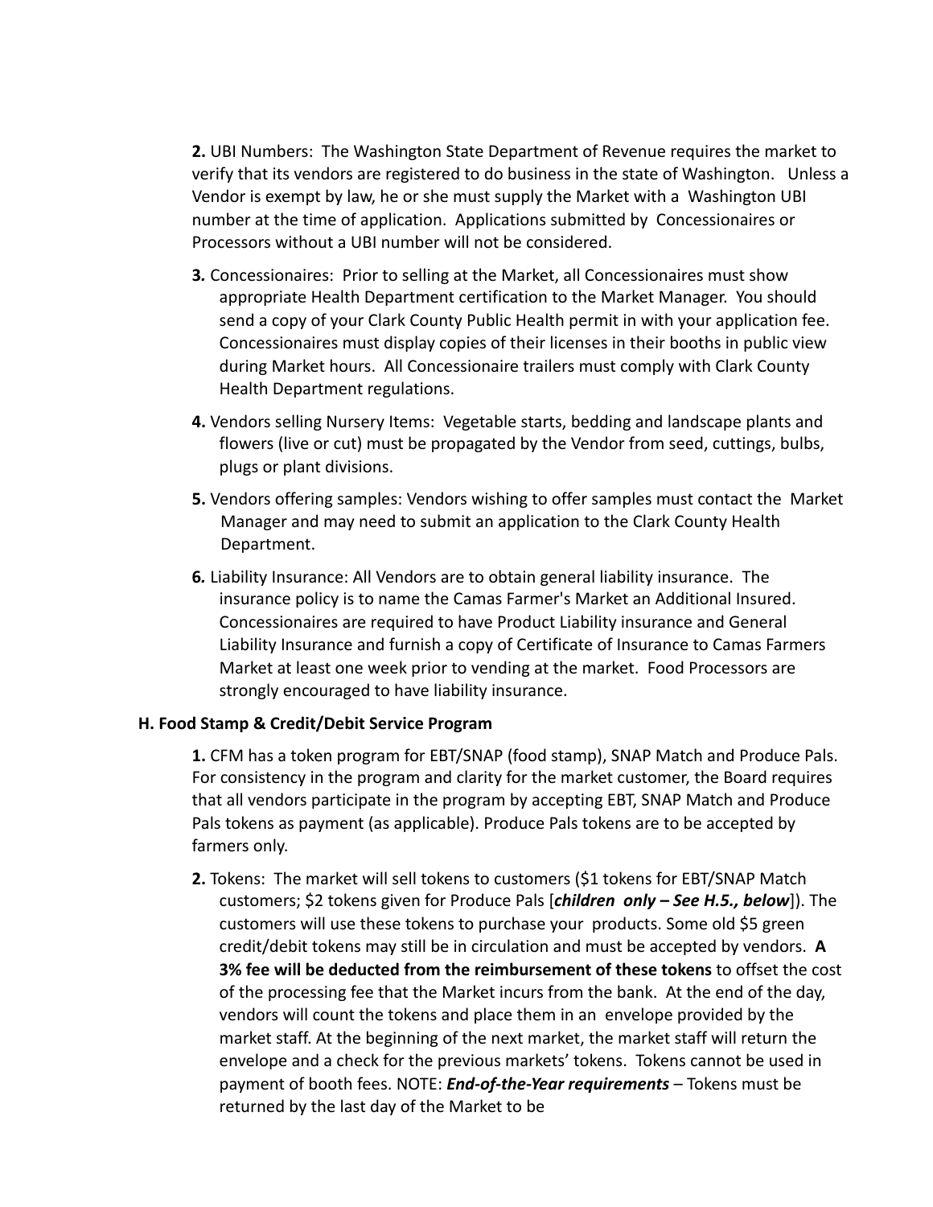**2.** UBI Numbers: The Washington State Department of Revenue requires the market to verify that its vendors are registered to do business in the state of Washington. Unless a Vendor is exempt by law, he or she must supply the Market with a Washington UBI number at the time of application. Applications submitted by Concessionaires or Processors without a UBI number will not be considered.

**3.** Concessionaires: Prior to selling at the Market, all Concessionaires must show appropriate Health Department certification to the Market Manager. You should send a copy of your Clark County Public Health permit in with your application fee. Concessionaires must display copies of their licenses in their booths in public view during Market hours. All Concessionaire trailers must comply with Clark County Health Department regulations.

**4.** Vendors selling Nursery Items: Vegetable starts, bedding and landscape plants and flowers (live or cut) must be propagated by the Vendor from seed, cuttings, bulbs, plugs or plant divisions.

**5.** Vendors offering samples: Vendors wishing to offer samples must contact the Market Manager and may need to submit an application to the Clark County Health Department.

**6.** Liability Insurance: All Vendors are to obtain general liability insurance. The insurance policy is to name the Camas Farmer's Market an Additional Insured. Concessionaires are required to have Product Liability insurance and General Liability Insurance and furnish a copy of Certificate of Insurance to Camas Farmers Market at least one week prior to vending at the market. Food Processors are strongly encouraged to have liability insurance.

### H. Food Stamp & Credit/Debit Service Program

**1.** CFM has a token program for EBT/SNAP (food stamp), SNAP Match and Produce Pals. For consistency in the program and clarity for the market customer, the Board requires that all vendors participate in the program by accepting EBT, SNAP Match and Produce Pals tokens as payment (as applicable). Produce Pals tokens are to be accepted by farmers only.

**2.** Tokens: The market will sell tokens to customers ($1 tokens for EBT/SNAP Match customers; $2 tokens given for Produce Pals [***children only – See H.5., below***]). The customers will use these tokens to purchase your products. Some old $5 green credit/debit tokens may still be in circulation and must be accepted by vendors. **A 3% fee will be deducted from the reimbursement of these tokens** to offset the cost of the processing fee that the Market incurs from the bank. At the end of the day, vendors will count the tokens and place them in an envelope provided by the market staff. At the beginning of the next market, the market staff will return the envelope and a check for the previous markets' tokens. Tokens cannot be used in payment of booth fees. NOTE: ***End-of-the-Year requirements*** – Tokens must be returned by the last day of the Market to be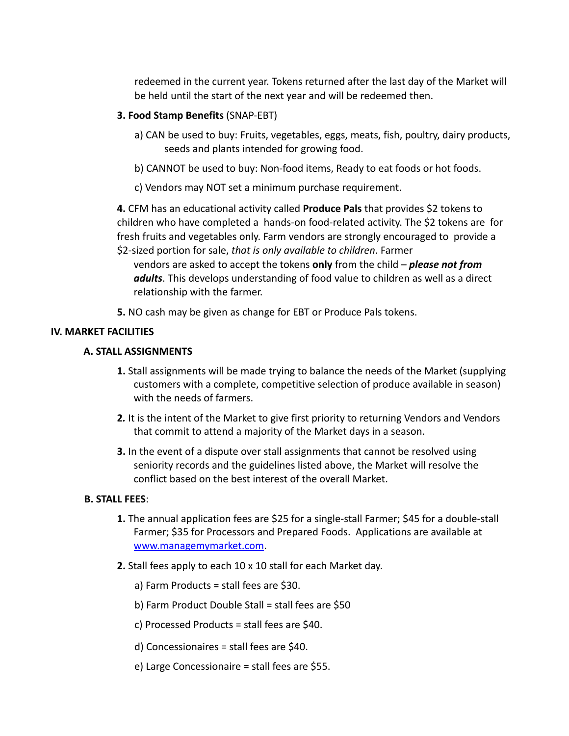redeemed in the current year. Tokens returned after the last day of the Market will be held until the start of the next year and will be redeemed then.

**3. Food Stamp Benefits** (SNAP-EBT)

a) CAN be used to buy: Fruits, vegetables, eggs, meats, fish, poultry, dairy products, seeds and plants intended for growing food.

b) CANNOT be used to buy: Non-food items, Ready to eat foods or hot foods.

c) Vendors may NOT set a minimum purchase requirement.

**4.** CFM has an educational activity called **Produce Pals** that provides $2 tokens to children who have completed a hands-on food-related activity. The $2 tokens are for fresh fruits and vegetables only. Farm vendors are strongly encouraged to provide a $2-sized portion for sale, *that is only available to children*. Farmer vendors are asked to accept the tokens **only** from the child – ***please not from adults***. This develops understanding of food value to children as well as a direct relationship with the farmer.

**5.** NO cash may be given as change for EBT or Produce Pals tokens.

## IV. MARKET FACILITIES

### A. STALL ASSIGNMENTS

**1.** Stall assignments will be made trying to balance the needs of the Market (supplying customers with a complete, competitive selection of produce available in season) with the needs of farmers.

**2.** It is the intent of the Market to give first priority to returning Vendors and Vendors that commit to attend a majority of the Market days in a season.

**3.** In the event of a dispute over stall assignments that cannot be resolved using seniority records and the guidelines listed above, the Market will resolve the conflict based on the best interest of the overall Market.

### B. STALL FEES:

**1.** The annual application fees are $25 for a single-stall Farmer; $45 for a double-stall Farmer; $35 for Processors and Prepared Foods. Applications are available at [www.managemymarket.com](www.managemymarket.com).

**2.** Stall fees apply to each 10 x 10 stall for each Market day.

a) Farm Products = stall fees are $30.

b) Farm Product Double Stall = stall fees are $50

c) Processed Products = stall fees are $40.

d) Concessionaires = stall fees are $40.

e) Large Concessionaire = stall fees are $55.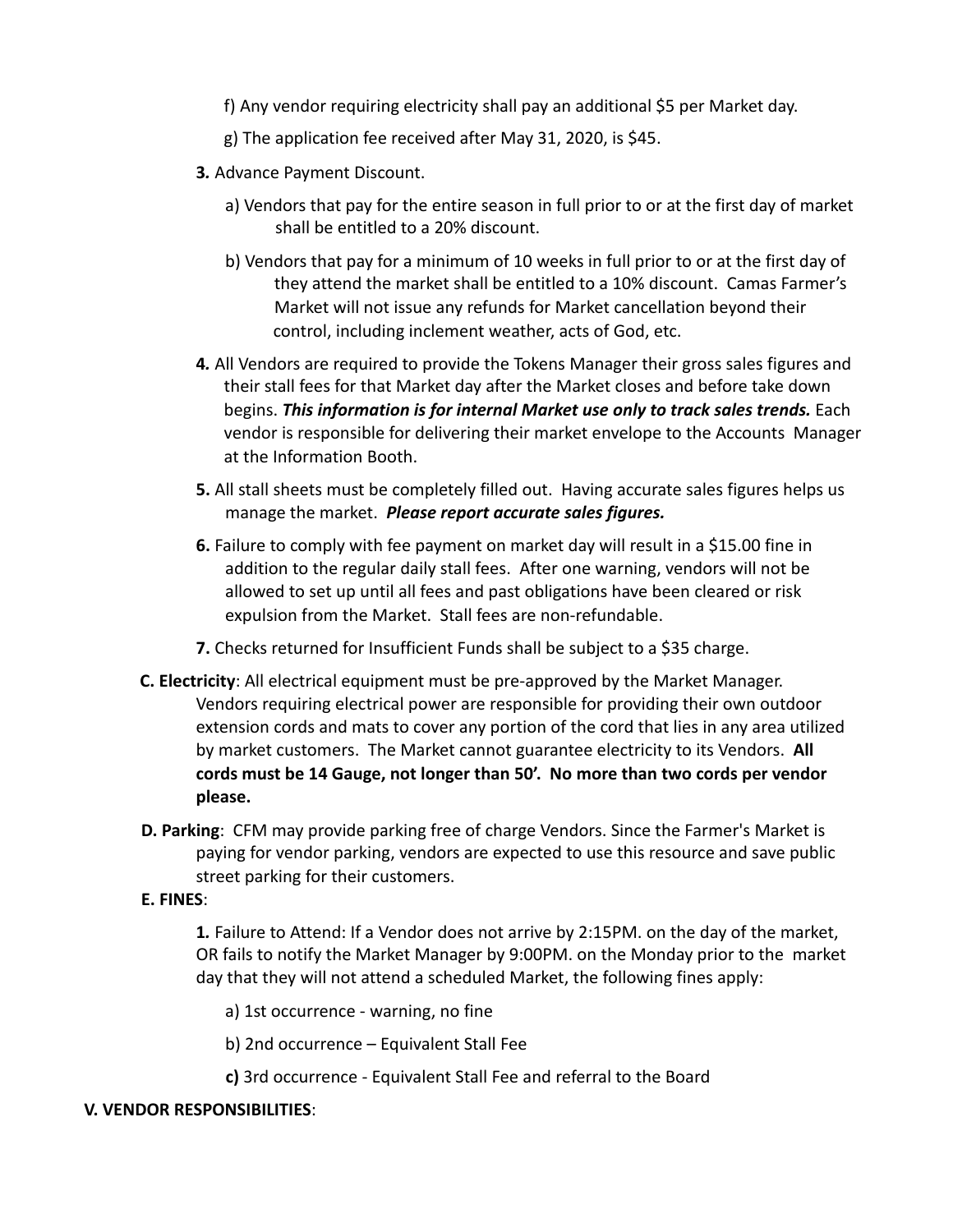f) Any vendor requiring electricity shall pay an additional $5 per Market day.

g) The application fee received after May 31, 2020, is $45.

**3.** Advance Payment Discount.

a) Vendors that pay for the entire season in full prior to or at the first day of market shall be entitled to a 20% discount.

b) Vendors that pay for a minimum of 10 weeks in full prior to or at the first day of they attend the market shall be entitled to a 10% discount. Camas Farmer's Market will not issue any refunds for Market cancellation beyond their control, including inclement weather, acts of God, etc.

**4.** All Vendors are required to provide the Tokens Manager their gross sales figures and their stall fees for that Market day after the Market closes and before take down begins. ***This information is for internal Market use only to track sales trends.*** Each vendor is responsible for delivering their market envelope to the Accounts Manager at the Information Booth.

**5.** All stall sheets must be completely filled out. Having accurate sales figures helps us manage the market. ***Please report accurate sales figures.***

**6.** Failure to comply with fee payment on market day will result in a $15.00 fine in addition to the regular daily stall fees. After one warning, vendors will not be allowed to set up until all fees and past obligations have been cleared or risk expulsion from the Market. Stall fees are non-refundable.

**7.** Checks returned for Insufficient Funds shall be subject to a $35 charge.

**C. Electricity**: All electrical equipment must be pre-approved by the Market Manager. Vendors requiring electrical power are responsible for providing their own outdoor extension cords and mats to cover any portion of the cord that lies in any area utilized by market customers. The Market cannot guarantee electricity to its Vendors. **All cords must be 14 Gauge, not longer than 50'. No more than two cords per vendor please.**

**D. Parking**: CFM may provide parking free of charge Vendors. Since the Farmer's Market is paying for vendor parking, vendors are expected to use this resource and save public street parking for their customers.

**E. FINES**:

**1.** Failure to Attend: If a Vendor does not arrive by 2:15PM. on the day of the market, OR fails to notify the Market Manager by 9:00PM. on the Monday prior to the market day that they will not attend a scheduled Market, the following fines apply:

a) 1st occurrence - warning, no fine

b) 2nd occurrence – Equivalent Stall Fee

**c)** 3rd occurrence - Equivalent Stall Fee and referral to the Board

**V. VENDOR RESPONSIBILITIES**: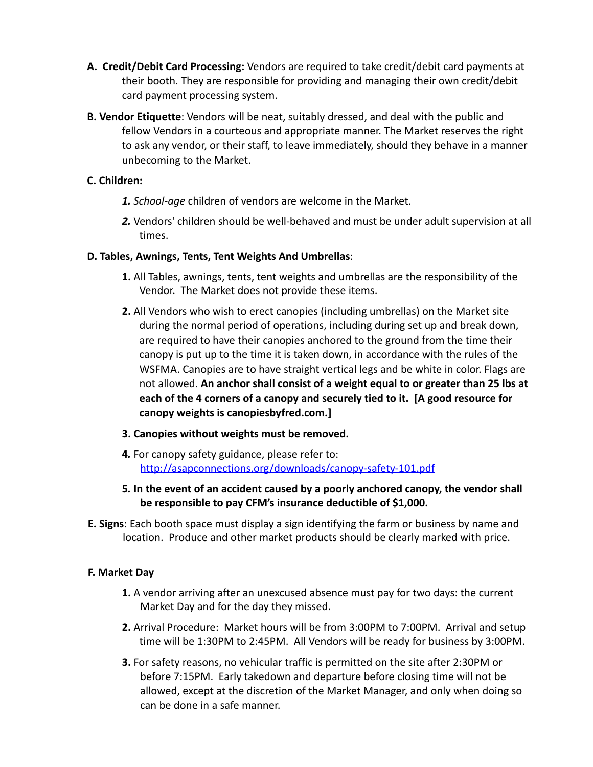**A. Credit/Debit Card Processing:** Vendors are required to take credit/debit card payments at their booth. They are responsible for providing and managing their own credit/debit card payment processing system.

**B. Vendor Etiquette**: Vendors will be neat, suitably dressed, and deal with the public and fellow Vendors in a courteous and appropriate manner. The Market reserves the right to ask any vendor, or their staff, to leave immediately, should they behave in a manner unbecoming to the Market.

**C. Children:**

***1.*** *School-age* children of vendors are welcome in the Market.

***2.*** Vendors' children should be well-behaved and must be under adult supervision at all times.

**D. Tables, Awnings, Tents, Tent Weights And Umbrellas**:

**1.** All Tables, awnings, tents, tent weights and umbrellas are the responsibility of the Vendor. The Market does not provide these items.

**2.** All Vendors who wish to erect canopies (including umbrellas) on the Market site during the normal period of operations, including during set up and break down, are required to have their canopies anchored to the ground from the time their canopy is put up to the time it is taken down, in accordance with the rules of the WSFMA. Canopies are to have straight vertical legs and be white in color. Flags are not allowed. **An anchor shall consist of a weight equal to or greater than 25 lbs at each of the 4 corners of a canopy and securely tied to it. [A good resource for canopy weights is canopiesbyfred.com.]**

**3. Canopies without weights must be removed.**

**4.** For canopy safety guidance, please refer to: [http://asapconnections.org/downloads/canopy-safety-101.pdf](http://asapconnections.org/downloads/canopy-safety-101.pdf)

**5. In the event of an accident caused by a poorly anchored canopy, the vendor shall be responsible to pay CFM's insurance deductible of $1,000.**

**E. Signs**: Each booth space must display a sign identifying the farm or business by name and location. Produce and other market products should be clearly marked with price.

**F. Market Day**

**1.** A vendor arriving after an unexcused absence must pay for two days: the current Market Day and for the day they missed.

**2.** Arrival Procedure: Market hours will be from 3:00PM to 7:00PM. Arrival and setup time will be 1:30PM to 2:45PM. All Vendors will be ready for business by 3:00PM.

**3.** For safety reasons, no vehicular traffic is permitted on the site after 2:30PM or before 7:15PM. Early takedown and departure before closing time will not be allowed, except at the discretion of the Market Manager, and only when doing so can be done in a safe manner.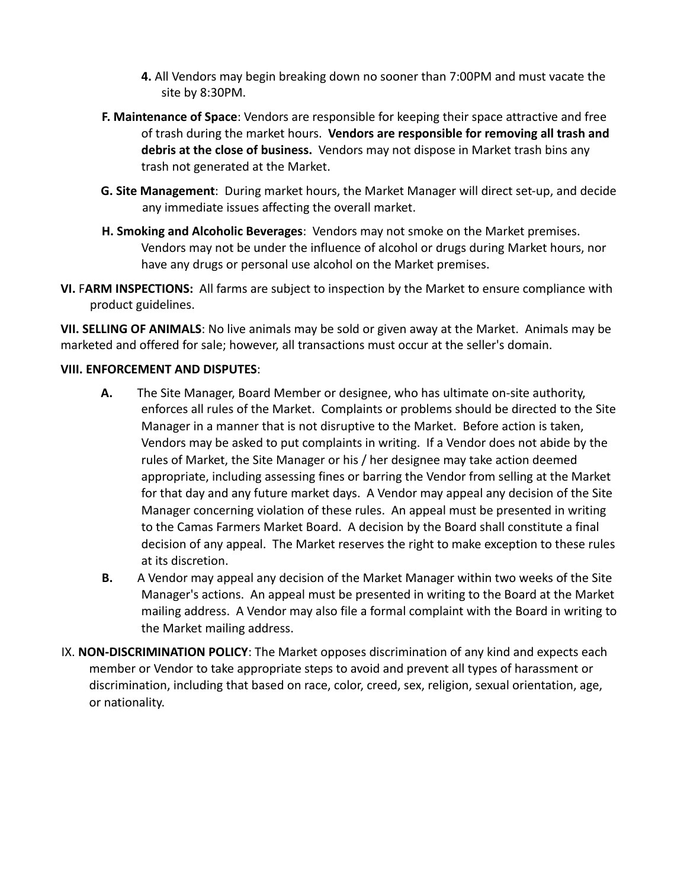4. All Vendors may begin breaking down no sooner than 7:00PM and must vacate the site by 8:30PM.

**F. Maintenance of Space**: Vendors are responsible for keeping their space attractive and free of trash during the market hours. **Vendors are responsible for removing all trash and debris at the close of business.** Vendors may not dispose in Market trash bins any trash not generated at the Market.

**G. Site Management**: During market hours, the Market Manager will direct set-up, and decide any immediate issues affecting the overall market.

**H. Smoking and Alcoholic Beverages**: Vendors may not smoke on the Market premises. Vendors may not be under the influence of alcohol or drugs during Market hours, nor have any drugs or personal use alcohol on the Market premises.

**VI.** F**ARM INSPECTIONS:** All farms are subject to inspection by the Market to ensure compliance with product guidelines.

**VII. SELLING OF ANIMALS**: No live animals may be sold or given away at the Market. Animals may be marketed and offered for sale; however, all transactions must occur at the seller's domain.

**VIII. ENFORCEMENT AND DISPUTES**:

**A.** The Site Manager, Board Member or designee, who has ultimate on-site authority, enforces all rules of the Market. Complaints or problems should be directed to the Site Manager in a manner that is not disruptive to the Market. Before action is taken, Vendors may be asked to put complaints in writing. If a Vendor does not abide by the rules of Market, the Site Manager or his / her designee may take action deemed appropriate, including assessing fines or barring the Vendor from selling at the Market for that day and any future market days. A Vendor may appeal any decision of the Site Manager concerning violation of these rules. An appeal must be presented in writing to the Camas Farmers Market Board. A decision by the Board shall constitute a final decision of any appeal. The Market reserves the right to make exception to these rules at its discretion.

**B.** A Vendor may appeal any decision of the Market Manager within two weeks of the Site Manager's actions. An appeal must be presented in writing to the Board at the Market mailing address. A Vendor may also file a formal complaint with the Board in writing to the Market mailing address.

IX. **NON-DISCRIMINATION POLICY**: The Market opposes discrimination of any kind and expects each member or Vendor to take appropriate steps to avoid and prevent all types of harassment or discrimination, including that based on race, color, creed, sex, religion, sexual orientation, age, or nationality.